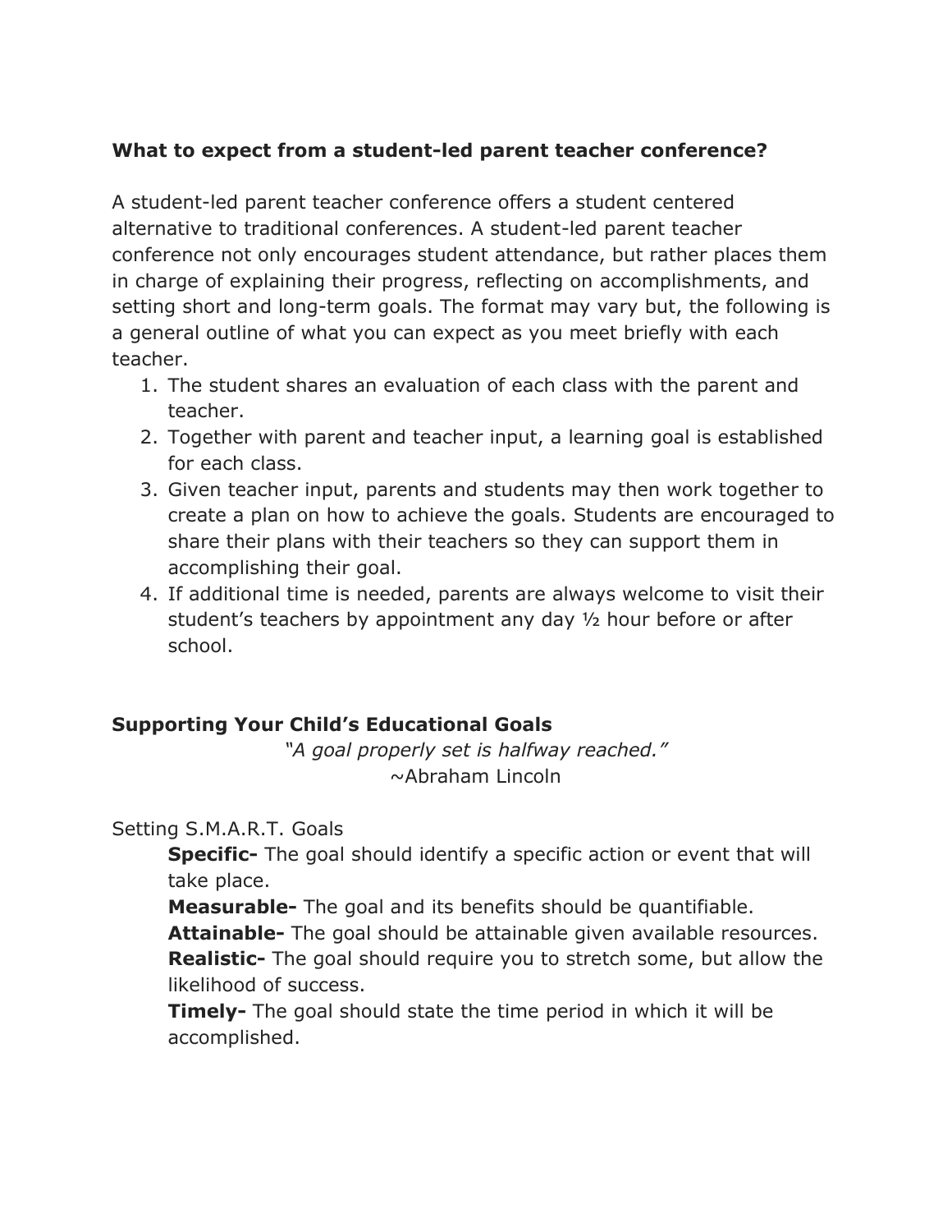**What to expect from a student-led parent teacher conference?**

A student-led parent teacher conference offers a student centered alternative to traditional conferences. A student-led parent teacher conference not only encourages student attendance, but rather places them in charge of explaining their progress, reflecting on accomplishments, and setting short and long-term goals. The format may vary but, the following is a general outline of what you can expect as you meet briefly with each teacher.

1. The student shares an evaluation of each class with the parent and teacher.
2. Together with parent and teacher input, a learning goal is established for each class.
3. Given teacher input, parents and students may then work together to create a plan on how to achieve the goals. Students are encouraged to share their plans with their teachers so they can support them in accomplishing their goal.
4. If additional time is needed, parents are always welcome to visit their student's teachers by appointment any day ½ hour before or after school.

**Supporting Your Child's Educational Goals**

*"A goal properly set is halfway reached."*
~Abraham Lincoln

Setting S.M.A.R.T. Goals

**Specific-** The goal should identify a specific action or event that will take place.
**Measurable-** The goal and its benefits should be quantifiable.
**Attainable-** The goal should be attainable given available resources.
**Realistic-** The goal should require you to stretch some, but allow the likelihood of success.
**Timely-** The goal should state the time period in which it will be accomplished.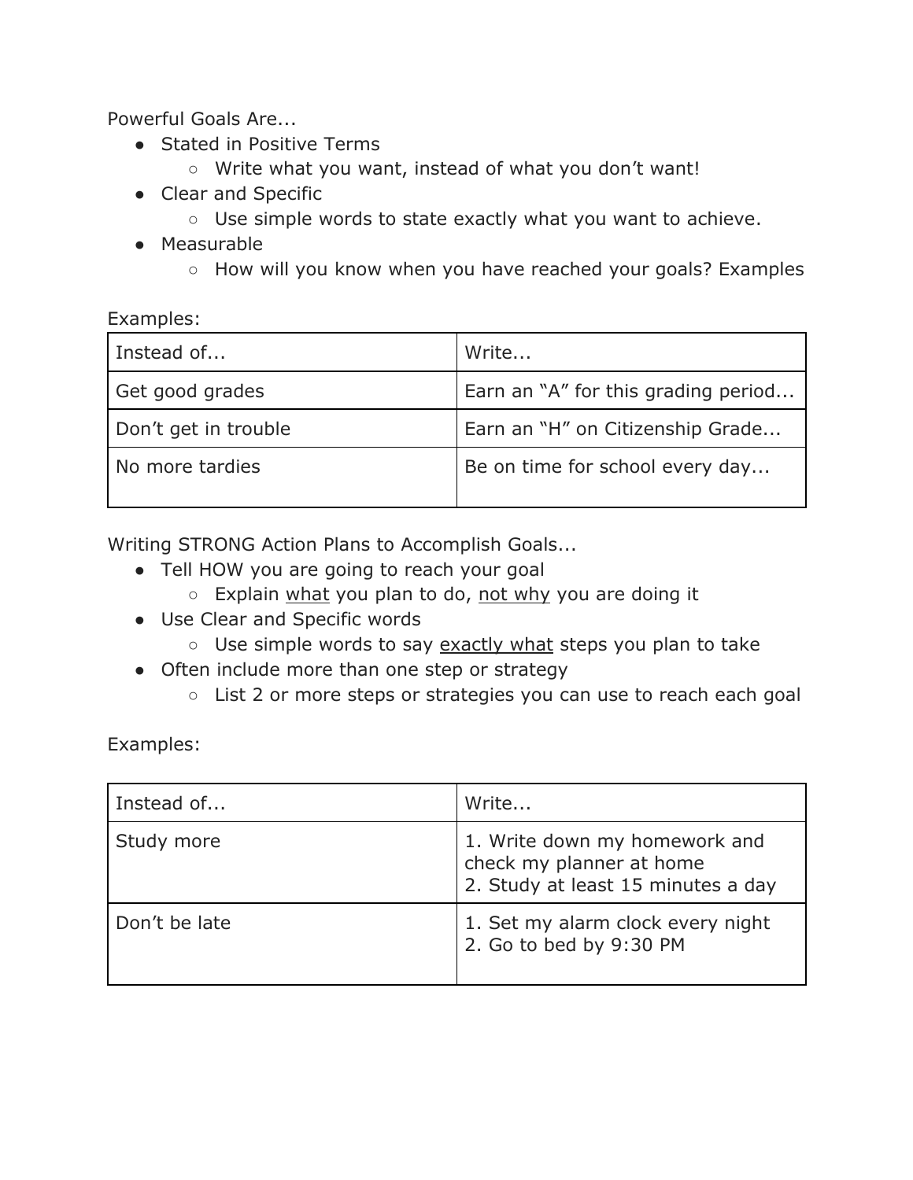Powerful Goals Are...

- Stated in Positive Terms
    - Write what you want, instead of what you don't want!
- Clear and Specific
    - Use simple words to state exactly what you want to achieve.
- Measurable
    - How will you know when you have reached your goals? Examples

Examples:

| Instead of... | Write... |
|---|---|
| Get good grades | Earn an "A" for this grading period... |
| Don't get in trouble | Earn an "H" on Citizenship Grade... |
| No more tardies | Be on time for school every day... |

Writing STRONG Action Plans to Accomplish Goals...

- Tell HOW you are going to reach your goal
    - Explain <u>what</u> you plan to do, <u>not why</u> you are doing it
- Use Clear and Specific words
    - Use simple words to say <u>exactly what</u> steps you plan to take
- Often include more than one step or strategy
    - List 2 or more steps or strategies you can use to reach each goal

Examples:

| Instead of... | Write... |
|---|---|
| Study more | 1. Write down my homework and check my planner at home<br>2. Study at least 15 minutes a day |
| Don't be late | 1. Set my alarm clock every night<br>2. Go to bed by 9:30 PM |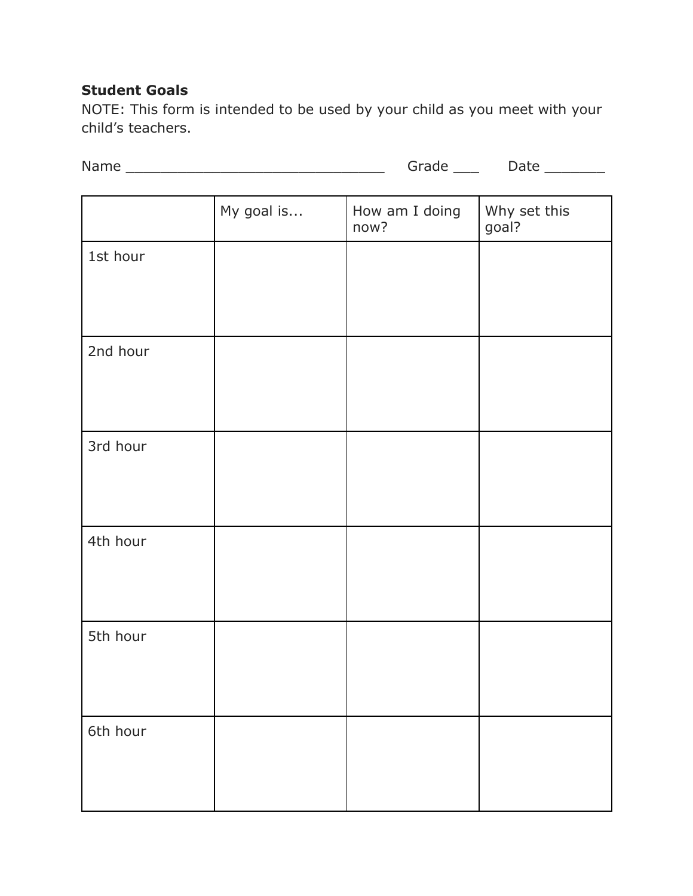**Student Goals**

NOTE: This form is intended to be used by your child as you meet with your child's teachers.

Name ______________________________ Grade ___ Date _______

| | My goal is... | How am I doing now? | Why set this goal? |
|---|---|---|---|
| 1st hour | | | |
| 2nd hour | | | |
| 3rd hour | | | |
| 4th hour | | | |
| 5th hour | | | |
| 6th hour | | | |